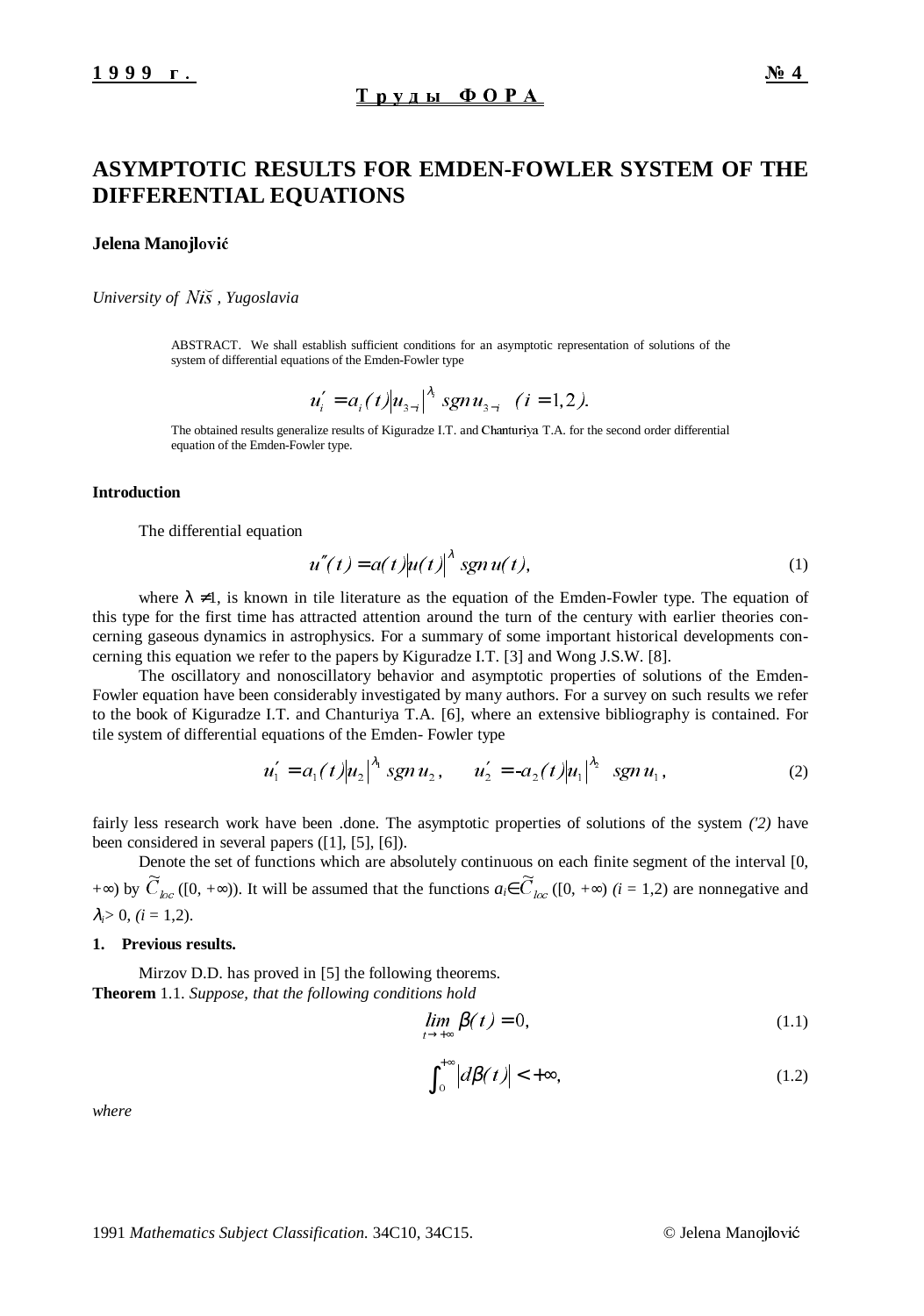# ASYMPTOTIC RESULTS FOR EMDEN-FOWLER SYSTEM OF THE DIFFERENTIAL EQUATIONS

**Jelena Manojlović**

*University of Niš, Yugoslavia*

ABSTRACT. We shall establish sufficient conditions for an asymptotic representation of solutions of the system of differential equations of the Emden-Fowler type

$$u_i' = a_i(t)|u_{3-i}|^{\lambda_i} \operatorname{sgn} u_{3-i} \quad (i = 1,2).$$

The obtained results generalize results of Kiguradze I.T. and Chanturiya T.A. for the second order differential equation of the Emden-Fowler type.

### Introduction

The differential equation

$$u''(t) = a(t)|u(t)|^{\lambda} \operatorname{sgn} u(t), \tag{1}$$

where $\lambda \neq 1$, is known in tile literature as the equation of the Emden-Fowler type. The equation of this type for the first time has attracted attention around the turn of the century with earlier theories concerning gaseous dynamics in astrophysics. For a summary of some important historical developments concerning this equation we refer to the papers by Kiguradze I.T. [3] and Wong J.S.W. [8].

The oscillatory and nonoscillatory behavior and asymptotic properties of solutions of the Emden-Fowler equation have been considerably investigated by many authors. For a survey on such results we refer to the book of Kiguradze I.T. and Chanturiya T.A. [6], where an extensive bibliography is contained. For tile system of differential equations of the Emden- Fowler type

$$u_1' = a_1(t)|u_2|^{\lambda_1} \operatorname{sgn} u_2, \qquad u_2' = -a_2(t)|u_1|^{\lambda_2} \operatorname{sgn} u_1, \tag{2}$$

fairly less research work have been .done. The asymptotic properties of solutions of the system *('2)* have been considered in several papers ([1], [5], [6]).

Denote the set of functions which are absolutely continuous on each finite segment of the interval [0, $+\infty$) by $\widetilde{C}_{loc}$ ([0, $+\infty$)). It will be assumed that the functions $a_i \in \widetilde{C}_{loc}$ ([0, $+\infty$) *(i* = 1,2) are nonnegative and $\lambda_i > 0$, *(i* = 1,2).

### 1. Previous results.

Mirzov D.D. has proved in [5] the following theorems.

**Theorem** 1.1. *Suppose, that the following conditions hold*

$$\lim_{t \to +\infty} \beta(t) = 0, \tag{1.1}$$

$$\int_0^{+\infty} |d\beta(t)| < +\infty, \tag{1.2}$$

*where*

1991 *Mathematics Subject Classification.* 34C10, 34C15. © Jelena Manojlović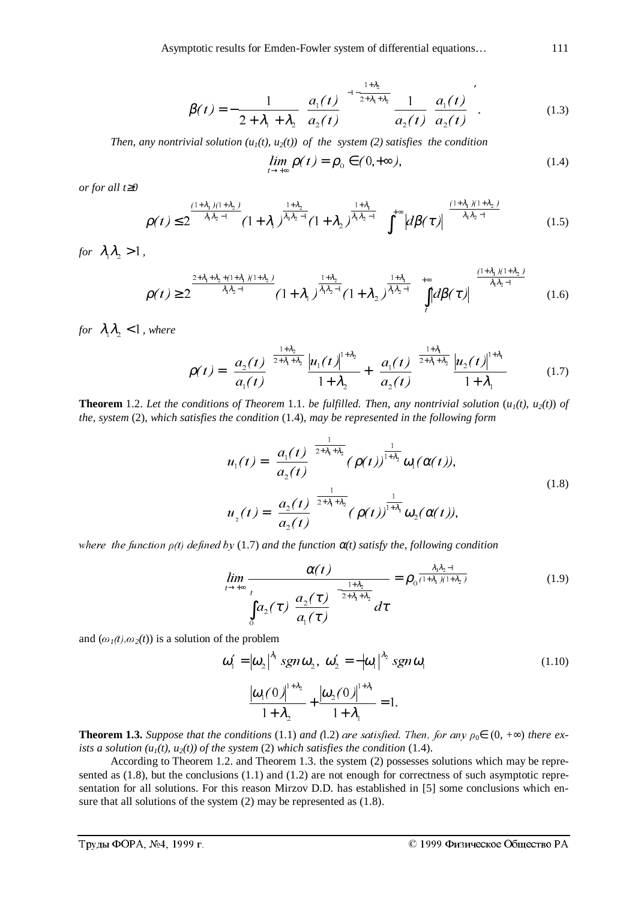$$\beta(t) = -\frac{1}{2+\lambda_1+\lambda_2}\left(\frac{a_1(t)}{a_2(t)}\right)^{-1-\frac{1+\lambda_2}{2+\lambda_1+\lambda_2}}\left(\frac{1}{a_2(t)}\left(\frac{a_1(t)}{a_2(t)}\right)\right)' . \tag{1.3}$$

*Then, any nontrivial solution ($u_1(t)$, $u_2(t)$) of the system (2) satisfies the condition*

$$\lim_{t\to+\infty}\rho(t) = \rho_0 \in (0,+\infty), \tag{1.4}$$

*or for all $t\geq 0$*

$$\rho(t) \leq 2^{\frac{(1+\lambda_1)(1+\lambda_2)}{\lambda_1\lambda_2-1}}(1+\lambda_1)^{\frac{1+\lambda_2}{\lambda_1\lambda_2-1}}(1+\lambda_2)^{\frac{1+\lambda_1}{\lambda_1\lambda_2-1}}\left(\int_t^{+\infty}|d\beta(\tau)|\right)^{\frac{(1+\lambda_1)(1+\lambda_2)}{\lambda_1\lambda_2-1}} \tag{1.5}$$

*for* $\lambda_1\lambda_2 > 1$,

$$\rho(t) \geq 2^{\frac{2+\lambda_1+\lambda_2+(1+\lambda_1)(1+\lambda_2)}{\lambda_1\lambda_2-1}}(1+\lambda_1)^{\frac{1+\lambda_2}{\lambda_1\lambda_2-1}}(1+\lambda_2)^{\frac{1+\lambda_1}{\lambda_1\lambda_2-1}}\left(\int_t^{+\infty}|d\beta(\tau)|\right)^{\frac{(1+\lambda_1)(1+\lambda_2)}{\lambda_1\lambda_2-1}} \tag{1.6}$$

*for* $\lambda_1\lambda_2 < 1$, *where*

$$\rho(t) = \left(\frac{a_2(t)}{a_1(t)}\right)^{\frac{1+\lambda_2}{2+\lambda_1+\lambda_2}}\frac{|u_1(t)|^{1+\lambda_2}}{1+\lambda_2} + \left(\frac{a_1(t)}{a_2(t)}\right)^{\frac{1+\lambda_1}{2+\lambda_1+\lambda_2}}\frac{|u_2(t)|^{1+\lambda_1}}{1+\lambda_1} \tag{1.7}$$

**Theorem** 1.2. *Let the conditions of Theorem* 1.1. *be fulfilled. Then, any nontrivial solution* ($u_1(t)$, $u_2(t)$) *of the, system* (2), *which satisfies the condition* (1.4), *may be represented in the following form*

$$\begin{aligned} u_1(t) &= \left(\frac{a_1(t)}{a_2(t)}\right)^{\frac{1}{2+\lambda_1+\lambda_2}}(\rho(t))^{\frac{1}{1+\lambda_2}}\omega_1(\alpha(t)), \\ u_2(t) &= \left(\frac{a_2(t)}{a_2(t)}\right)^{\frac{1}{2+\lambda_1+\lambda_2}}(\rho(t))^{\frac{1}{1+\lambda_1}}\omega_2(\alpha(t)), \end{aligned} \tag{1.8}$$

*where the function $\rho(t)$ defined by* (1.7) *and the function $\alpha(t)$ satisfy the, following condition*

$$\lim_{t\to+\infty}\frac{\alpha(t)}{\int_0^t a_2(\tau)\left(\frac{a_2(\tau)}{a_1(\tau)}\right)^{-\frac{1+\lambda_2}{2+\lambda_1+\lambda_2}}d\tau} = \rho_0^{\frac{\lambda_1\lambda_2-1}{(1+\lambda_1)(1+\lambda_2)}} \tag{1.9}$$

and ($\omega_1(t)$,$\omega_2(t)$) is a solution of the problem

$$\begin{gathered} \omega_1' = |\omega_2|^{\lambda_1}\operatorname{sgn}\omega_2,\ \ \omega_2' = -|\omega_1|^{\lambda_2}\operatorname{sgn}\omega_1 \\ \frac{|\omega_1(0)|^{1+\lambda_2}}{1+\lambda_2} + \frac{|\omega_2(0)|^{1+\lambda_1}}{1+\lambda_1} = 1. \end{gathered} \tag{1.10}$$

**Theorem 1.3.** *Suppose that the conditions* (1.1) *and* (1.2) *are satisfied. Then, for any $\rho_0\in(0,+\infty)$ there exists a solution ($u_1(t)$, $u_2(t)$) of the system* (2) *which satisfies the condition* (1.4).

According to Theorem 1.2. and Theorem 1.3. the system (2) possesses solutions which may be represented as (1.8), but the conclusions (1.1) and (1.2) are not enough for correctness of such asymptotic representation for all solutions. For this reason Mirzov D.D. has established in [5] some conclusions which ensure that all solutions of the system (2) may be represented as (1.8).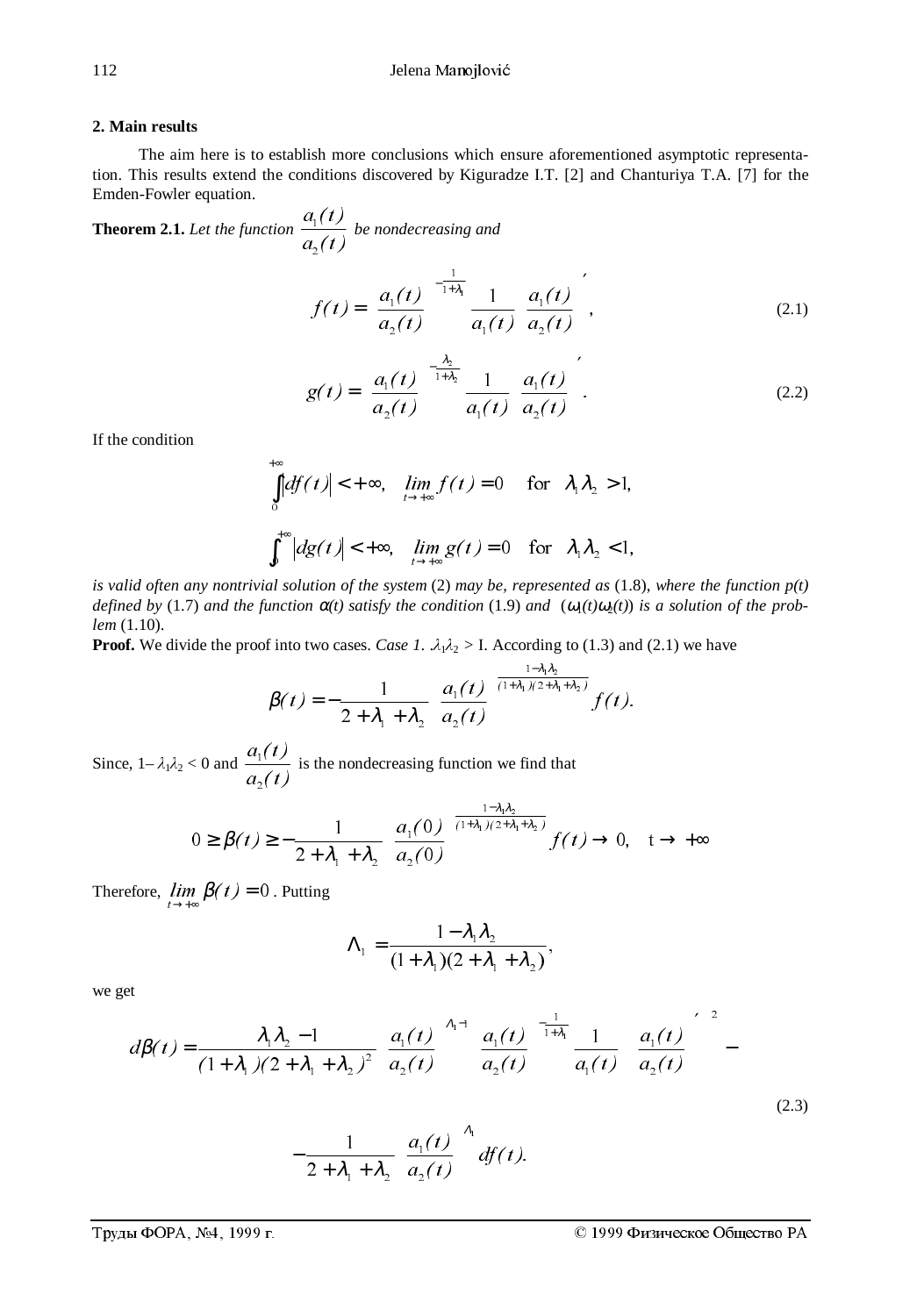## 2. Main results

The aim here is to establish more conclusions which ensure aforementioned asymptotic representation. This results extend the conditions discovered by Kiguradze I.T. [2] and Chanturiya T.A. [7] for the Emden-Fowler equation.

**Theorem 2.1.** *Let the function* $\dfrac{a_1(t)}{a_2(t)}$ *be nondecreasing and*

$$f(t) = \left(\frac{a_1(t)}{a_2(t)}\right)^{-\frac{1}{1+\lambda_1}} \frac{1}{a_1(t)}\left(\frac{a_1(t)}{a_2(t)}\right)', \tag{2.1}$$

$$g(t) = \left(\frac{a_1(t)}{a_2(t)}\right)^{-\frac{\lambda_2}{1+\lambda_2}} \frac{1}{a_1(t)}\left(\frac{a_1(t)}{a_2(t)}\right)'. \tag{2.2}$$

If the condition

$$\int_0^{+\infty} |df(t)| < +\infty, \quad \lim_{t\to+\infty} f(t) = 0 \quad \text{for} \quad \lambda_1\lambda_2 > 1,$$

$$\int_0^{+\infty} |dg(t)| < +\infty, \quad \lim_{t\to+\infty} g(t) = 0 \quad \text{for} \quad \lambda_1\lambda_2 < 1,$$

*is valid often any nontrivial solution of the system* (2) *may be, represented as* (1.8), *where the function* $p(t)$ *defined by* (1.7) *and the function* $\alpha(t)$ *satisfy the condition* (1.9) *and* $(\omega_1(t)\omega_2(t))$ *is a solution of the problem* (1.10).

**Proof.** We divide the proof into two cases. *Case 1.* $\lambda_1\lambda_2 >$ I. According to (1.3) and (2.1) we have

$$\beta(t) = -\frac{1}{2+\lambda_1+\lambda_2}\left(\frac{a_1(t)}{a_2(t)}\right)^{\frac{1-\lambda_1\lambda_2}{(1+\lambda_1)(2+\lambda_1+\lambda_2)}} f(t).$$

Since, $1-\lambda_1\lambda_2 < 0$ and $\dfrac{a_1(t)}{a_2(t)}$ is the nondecreasing function we find that

$$0 \ge \beta(t) \ge -\frac{1}{2+\lambda_1+\lambda_2}\left(\frac{a_1(0)}{a_2(0)}\right)^{\frac{1-\lambda_1\lambda_2}{(1+\lambda_1)(2+\lambda_1+\lambda_2)}} f(t) \to 0, \quad t \to +\infty$$

Therefore, $\lim\limits_{t\to+\infty} \beta(t) = 0$. Putting

$$\Lambda_1 = \frac{1-\lambda_1\lambda_2}{(1+\lambda_1)(2+\lambda_1+\lambda_2)},$$

we get

$$d\beta(t) = \frac{\lambda_1\lambda_2 - 1}{(1+\lambda_1)(2+\lambda_1+\lambda_2)^2}\left(\frac{a_1(t)}{a_2(t)}\right)^{\Lambda_1-1}\left(\left(\frac{a_1(t)}{a_2(t)}\right)^{-\frac{1}{1+\lambda_1}}\frac{1}{a_1(t)}\left(\frac{a_1(t)}{a_2(t)}\right)'\right)^2 -$$

$$-\frac{1}{2+\lambda_1+\lambda_2}\left(\frac{a_1(t)}{a_2(t)}\right)^{\Lambda_1} df(t). \tag{2.3}$$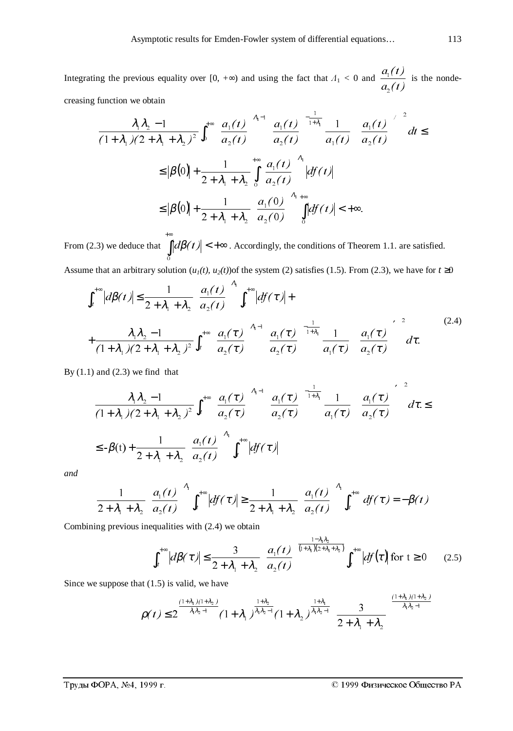Integrating the previous equality over $[0, +\infty)$ and using the fact that $\Lambda_1 < 0$ and $\dfrac{a_1(t)}{a_2(t)}$ is the nondecreasing function we obtain

$$\frac{\lambda_1\lambda_2 - 1}{(1+\lambda_1)(2+\lambda_1+\lambda_2)^2}\int_0^{+\infty}\left(\frac{a_1(t)}{a_2(t)}\right)^{\Lambda_1 - 1}\left(\frac{a_1(t)}{a_2(t)}\right)^{-\frac{1}{1+\lambda_1}}\frac{1}{a_1(t)}\left(\left(\frac{a_1(t)}{a_2(t)}\right)^{/}\right)^2 dt \le$$

$$\le \left|\beta(0)\right| + \frac{1}{2+\lambda_1+\lambda_2}\int_0^{+\infty}\left(\frac{a_1(t)}{a_2(t)}\right)^{\Lambda_1}\left|df(t)\right|$$

$$\le \left|\beta(0)\right| + \frac{1}{2+\lambda_1+\lambda_2}\left(\frac{a_1(0)}{a_2(0)}\right)^{\Lambda_1}\int_0^{+\infty}\left|df(t)\right| < +\infty.$$

From (2.3) we deduce that $\int_0^{+\infty}\left|d\beta(t)\right| < +\infty$. Accordingly, the conditions of Theorem 1.1. are satisfied.

Assume that an arbitrary solution $(u_1(t), u_2(t))$of the system (2) satisfies (1.5). From (2.3), we have for $t \ge 0$

$$\int_t^{+\infty}\left|d\beta(t)\right| \le \frac{1}{2+\lambda_1+\lambda_2}\left(\frac{a_1(t)}{a_2(t)}\right)^{\Lambda_1}\int_t^{+\infty}\left|df(\tau)\right| +$$
$$+\frac{\lambda_1\lambda_2 - 1}{(1+\lambda_1)(2+\lambda_1+\lambda_2)^2}\int_t^{+\infty}\left(\frac{a_1(\tau)}{a_2(\tau)}\right)^{\Lambda_1 - 1}\left(\frac{a_1(\tau)}{a_2(\tau)}\right)^{-\frac{1}{1+\lambda_1}}\frac{1}{a_1(\tau)}\left(\left(\frac{a_1(\tau)}{a_2(\tau)}\right)^{\prime}\right)^2 d\tau. \tag{2.4}$$

By (1.1) and (2.3) we find that

$$\frac{\lambda_1\lambda_2 - 1}{(1+\lambda_1)(2+\lambda_1+\lambda_2)^2}\int_t^{+\infty}\left(\frac{a_1(\tau)}{a_2(\tau)}\right)^{\Lambda_1 - 1}\left(\frac{a_1(\tau)}{a_2(\tau)}\right)^{-\frac{1}{1+\lambda_1}}\frac{1}{a_1(\tau)}\left(\left(\frac{a_1(\tau)}{a_2(\tau)}\right)^{\prime}\right)^2 d\tau \le$$

$$\le -\beta(t) + \frac{1}{2+\lambda_1+\lambda_2}\left(\frac{a_1(t)}{a_2(t)}\right)^{\Lambda_1}\int_t^{+\infty}\left|df(\tau)\right|$$

*and*

$$\frac{1}{2+\lambda_1+\lambda_2}\left(\frac{a_1(t)}{a_2(t)}\right)^{\Lambda_1}\int_t^{+\infty}\left|df(\tau)\right| \ge \frac{1}{2+\lambda_1+\lambda_2}\left(\frac{a_1(t)}{a_2(t)}\right)^{\Lambda_1}\int_t^{+\infty}df(\tau) = -\beta(t)$$

Combining previous inequalities with (2.4) we obtain

$$\int_t^{+\infty}\left|d\beta(\tau)\right| \le \frac{3}{2+\lambda_1+\lambda_2}\left(\frac{a_1(t)}{a_2(t)}\right)^{\frac{1-\lambda_1\lambda_2}{(1+\lambda_1)(2+\lambda_1+\lambda_2)}}\int_t^{+\infty}\left|df(\tau)\right| \text{ for } t \ge 0 \tag{2.5}$$

Since we suppose that (1.5) is valid, we have

$$\rho(t) \le 2^{\frac{(1+\lambda_1)(1+\lambda_2)}{\lambda_1\lambda_2 - 1}}(1+\lambda_1)^{\frac{1+\lambda_2}{\lambda_1\lambda_2 - 1}}(1+\lambda_2)^{\frac{1+\lambda_1}{\lambda_1\lambda_2 - 1}}\left(\frac{3}{2+\lambda_1+\lambda_2}\right)^{\frac{(1+\lambda_1)(1+\lambda_2)}{\lambda_1\lambda_2 - 1}}$$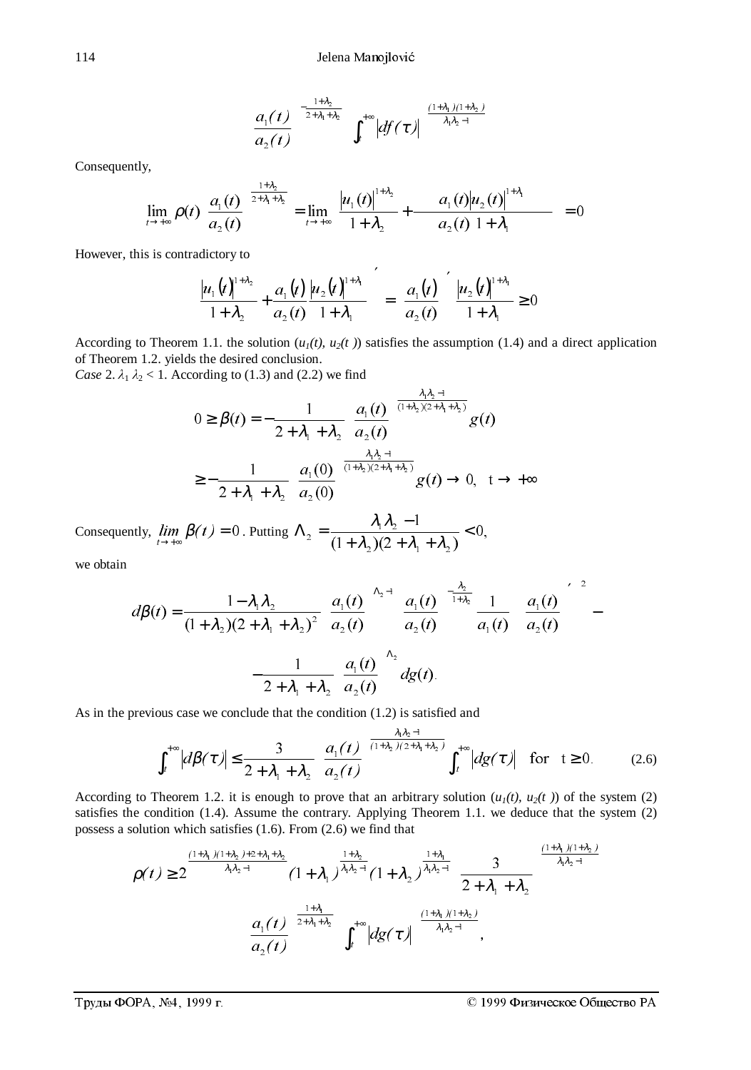$$\left(\frac{a_1(t)}{a_2(t)}\right)^{-\frac{1+\lambda_2}{2+\lambda_1+\lambda_2}}\left(\int_t^{+\infty}|df(\tau)|\right)^{\frac{(1+\lambda_1)(1+\lambda_2)}{\lambda_1\lambda_2-1}}$$

Consequently,

$$\lim_{t\to+\infty}\rho(t)\left(\frac{a_1(t)}{a_2(t)}\right)^{\frac{1+\lambda_2}{2+\lambda_1+\lambda_2}}=\lim_{t\to+\infty}\left(\frac{|u_1(t)|^{1+\lambda_2}}{1+\lambda_2}+\frac{a_1(t)}{a_2(t)}\frac{|u_2(t)|^{1+\lambda_1}}{1+\lambda_1}\right)=0$$

However, this is contradictory to

$$\left(\frac{|u_1(t)|^{1+\lambda_2}}{1+\lambda_2}+\frac{a_1(t)}{a_2(t)}\frac{|u_2(t)|^{1+\lambda_1}}{1+\lambda_1}\right)'=\left(\frac{a_1(t)}{a_2(t)}\right)'\frac{|u_2(t)|^{1+\lambda_1}}{1+\lambda_1}\geq 0$$

According to Theorem 1.1. the solution $(u_1(t), u_2(t))$ satisfies the assumption (1.4) and a direct application of Theorem 1.2. yields the desired conclusion.

*Case* 2. $\lambda_1\lambda_2 < 1$. According to (1.3) and (2.2) we find

$$0\geq\beta(t)=-\frac{1}{2+\lambda_1+\lambda_2}\left(\frac{a_1(t)}{a_2(t)}\right)^{\frac{\lambda_1\lambda_2-1}{(1+\lambda_2)(2+\lambda_1+\lambda_2)}}g(t)$$

$$\geq-\frac{1}{2+\lambda_1+\lambda_2}\left(\frac{a_1(0)}{a_2(0)}\right)^{\frac{\lambda_1\lambda_2-1}{(1+\lambda_2)(2+\lambda_1+\lambda_2)}}g(t)\to 0,\quad t\to+\infty$$

Consequently, $\lim_{t\to+\infty}\beta(t)=0$. Putting $\Lambda_2=\frac{\lambda_1\lambda_2-1}{(1+\lambda_2)(2+\lambda_1+\lambda_2)}<0,$

we obtain

$$d\beta(t)=\frac{1-\lambda_1\lambda_2}{(1+\lambda_2)(2+\lambda_1+\lambda_2)^2}\left(\frac{a_1(t)}{a_2(t)}\right)^{\Lambda_2-1}\left(\frac{a_1(t)}{a_2(t)}\right)^{-\frac{\lambda_2}{1+\lambda_2}}\frac{1}{a_1(t)}\left(\frac{a_1(t)}{a_2(t)}\right)'^{\,2}-$$

$$-\frac{1}{2+\lambda_1+\lambda_2}\left(\frac{a_1(t)}{a_2(t)}\right)^{\Lambda_2}dg(t).$$

As in the previous case we conclude that the condition (1.2) is satisfied and

$$\int_t^{+\infty}|d\beta(\tau)|\leq\frac{3}{2+\lambda_1+\lambda_2}\left(\frac{a_1(t)}{a_2(t)}\right)^{\frac{\lambda_1\lambda_2-1}{(1+\lambda_2)(2+\lambda_1+\lambda_2)}}\int_t^{+\infty}|dg(\tau)|\quad\text{for}\quad t\geq 0. \tag{2.6}$$

According to Theorem 1.2. it is enough to prove that an arbitrary solution $(u_1(t), u_2(t))$ of the system (2) satisfies the condition (1.4). Assume the contrary. Applying Theorem 1.1. we deduce that the system (2) possess a solution which satisfies (1.6). From (2.6) we find that

$$\rho(t)\geq 2^{\frac{(1+\lambda_1)(1+\lambda_2)+2+\lambda_1+\lambda_2}{\lambda_1\lambda_2-1}}(1+\lambda_1)^{\frac{1+\lambda_2}{\lambda_1\lambda_2-1}}(1+\lambda_2)^{\frac{1+\lambda_1}{\lambda_1\lambda_2-1}}\left(\frac{3}{2+\lambda_1+\lambda_2}\right)^{\frac{(1+\lambda_1)(1+\lambda_2)}{\lambda_1\lambda_2-1}}$$

$$\left(\frac{a_1(t)}{a_2(t)}\right)^{\frac{1+\lambda_1}{2+\lambda_1+\lambda_2}}\left(\int_t^{+\infty}|dg(\tau)|\right)^{\frac{(1+\lambda_1)(1+\lambda_2)}{\lambda_1\lambda_2-1}},$$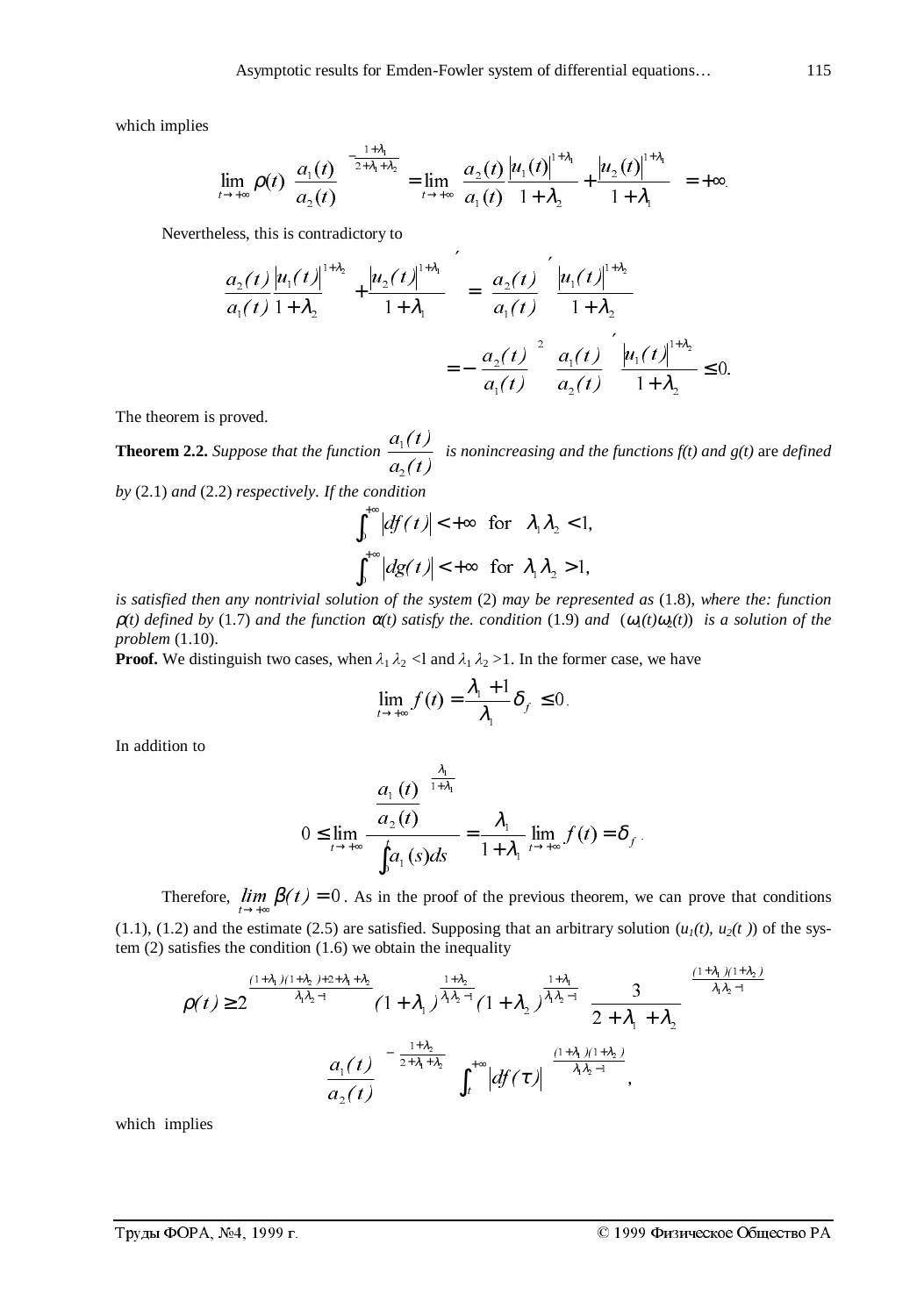which implies

$$\lim_{t\to+\infty} \rho(t) \left(\frac{a_1(t)}{a_2(t)}\right)^{-\frac{1+\lambda_1}{2+\lambda_1+\lambda_2}} = \lim_{t\to+\infty}\left(\frac{a_2(t)}{a_1(t)}\frac{|u_1(t)|^{1+\lambda_1}}{1+\lambda_2}+\frac{|u_2(t)|^{1+\lambda_1}}{1+\lambda_1}\right) = +\infty.$$

Nevertheless, this is contradictory to

$$\left(\frac{a_2(t)}{a_1(t)}\frac{|u_1(t)|^{1+\lambda_2}}{1+\lambda_2}+\frac{|u_2(t)|^{1+\lambda_1}}{1+\lambda_1}\right)' = \left(\frac{a_2(t)}{a_1(t)}\right)'\frac{|u_1(t)|^{1+\lambda_2}}{1+\lambda_2}$$

$$= -\left(\frac{a_2(t)}{a_1(t)}\right)^2\left(\frac{a_1(t)}{a_2(t)}\right)'\frac{|u_1(t)|^{1+\lambda_2}}{1+\lambda_2} \le 0.$$

The theorem is proved.

**Theorem 2.2.** *Suppose that the function* $\frac{a_1(t)}{a_2(t)}$ *is nonincreasing and the functions f(t) and g(t)* are *defined by* (2.1) *and* (2.2) *respectively. If the condition*

$$\int_0^{+\infty}|df(t)| < +\infty \quad \text{for} \quad \lambda_1\lambda_2 < 1,$$

$$\int_0^{+\infty}|dg(t)| < +\infty \quad \text{for} \quad \lambda_1\lambda_2 > 1,$$

*is satisfied then any nontrivial solution of the system* (2) *may be represented as* (1.8), *where the: function* $\rho(t)$ *defined by* (1.7) *and the function* $\alpha(t)$ *satisfy the. condition* (1.9) *and* $(\omega_1(t)\omega_2(t))$ *is a solution of the problem* (1.10).

**Proof.** We distinguish two cases, when $\lambda_1\lambda_2$ <l and $\lambda_1\lambda_2$ >1. In the former case, we have

$$\lim_{t\to+\infty} f(t) = \frac{\lambda_1+1}{\lambda_1}\delta_f \le 0.$$

In addition to

$$0 \le \lim_{t\to+\infty}\frac{\left(\frac{a_1(t)}{a_2(t)}\right)^{\frac{\lambda_1}{1+\lambda_1}}}{\int_0^t a_1(s)ds} = \frac{\lambda_1}{1+\lambda_1}\lim_{t\to+\infty} f(t) = \delta_f.$$

Therefore, $\lim_{t\to+\infty}\beta(t) = 0$. As in the proof of the previous theorem, we can prove that conditions (1.1), (1.2) and the estimate (2.5) are satisfied. Supposing that an arbitrary solution ($u_1(t)$, $u_2(t)$) of the system (2) satisfies the condition (1.6) we obtain the inequality

$$\rho(t) \ge 2^{\frac{(1+\lambda_1)(1+\lambda_2)+2+\lambda_1+\lambda_2}{\lambda_1\lambda_2-1}}(1+\lambda_1)^{\frac{1+\lambda_2}{\lambda_1\lambda_2-1}}(1+\lambda_2)^{\frac{1+\lambda_1}{\lambda_1\lambda_2-1}}\left(\frac{3}{2+\lambda_1+\lambda_2}\right)^{\frac{(1+\lambda_1)(1+\lambda_2)}{\lambda_1\lambda_2-1}}$$

$$\left(\frac{a_1(t)}{a_2(t)}\right)^{-\frac{1+\lambda_2}{2+\lambda_1+\lambda_2}}\left(\int_t^{+\infty}|df(\tau)|\right)^{\frac{(1+\lambda_1)(1+\lambda_2)}{\lambda_1\lambda_2-1}},$$

which implies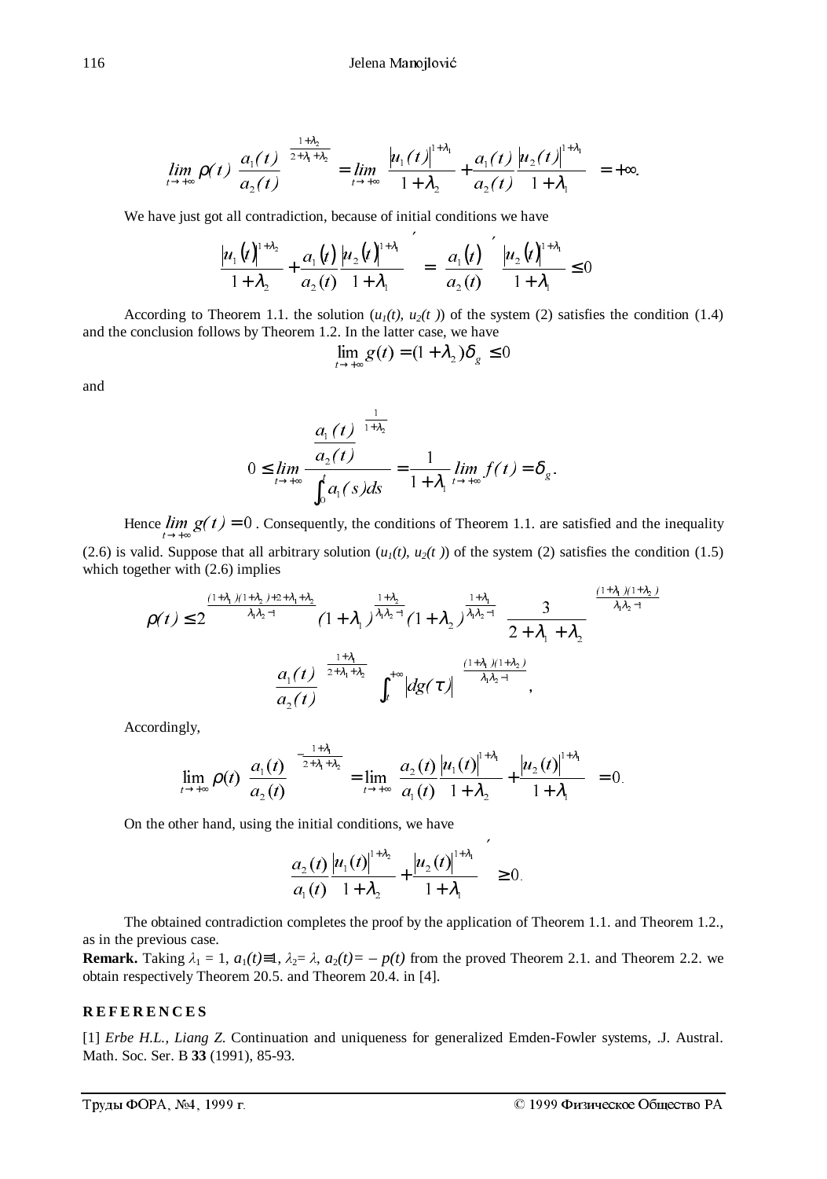$$\lim_{t\to+\infty} \rho(t) \left(\frac{a_1(t)}{a_2(t)}\right)^{\frac{1+\lambda_2}{2+\lambda_1+\lambda_2}} = \lim_{t\to+\infty} \left(\frac{|u_1(t)|^{1+\lambda_1}}{1+\lambda_2} + \frac{a_1(t)}{a_2(t)}\frac{|u_2(t)|^{1+\lambda_1}}{1+\lambda_1}\right) = +\infty.$$

We have just got all contradiction, because of initial conditions we have

$$\left(\frac{|u_1(t)|^{1+\lambda_2}}{1+\lambda_2} + \frac{a_1(t)}{a_2(t)}\frac{|u_2(t)|^{1+\lambda_1}}{1+\lambda_1}\right)' = \left(\frac{a_1(t)}{a_2(t)}\right)' \frac{|u_2(t)|^{1+\lambda_1}}{1+\lambda_1} \le 0$$

According to Theorem 1.1. the solution ($u_1(t)$, $u_2(t)$) of the system (2) satisfies the condition (1.4) and the conclusion follows by Theorem 1.2. In the latter case, we have

$$\lim_{t\to+\infty} g(t) = (1+\lambda_2)\delta_g \le 0$$

and

$$0 \le \lim_{t\to+\infty} \frac{\left(\frac{a_1(t)}{a_2(t)}\right)^{\frac{1}{1+\lambda_2}}}{\int_0^t a_1(s)ds} = \frac{1}{1+\lambda_1} \lim_{t\to+\infty} f(t) = \delta_g.$$

Hence $\lim_{t\to+\infty} g(t) = 0$. Consequently, the conditions of Theorem 1.1. are satisfied and the inequality (2.6) is valid. Suppose that all arbitrary solution ($u_1(t)$, $u_2(t)$) of the system (2) satisfies the condition (1.5) which together with (2.6) implies

$$\rho(t) \le 2^{\frac{(1+\lambda_1)(1+\lambda_2)+2+\lambda_1+\lambda_2}{\lambda_1\lambda_2-1}} (1+\lambda_1)^{\frac{1+\lambda_2}{\lambda_1\lambda_2-1}} (1+\lambda_2)^{\frac{1+\lambda_1}{\lambda_1\lambda_2-1}} \left(\frac{3}{2+\lambda_1+\lambda_2}\right)^{\frac{(1+\lambda_1)(1+\lambda_2)}{\lambda_1\lambda_2-1}}$$

$$\left(\frac{a_1(t)}{a_2(t)}\right)^{\frac{1+\lambda_1}{2+\lambda_1+\lambda_2}} \left(\int_t^{+\infty} |dg(\tau)|\right)^{\frac{(1+\lambda_1)(1+\lambda_2)}{\lambda_1\lambda_2-1}},$$

Accordingly,

$$\lim_{t\to+\infty} \rho(t) \left(\frac{a_1(t)}{a_2(t)}\right)^{-\frac{1+\lambda_1}{2+\lambda_1+\lambda_2}} = \lim_{t\to+\infty} \left(\frac{a_2(t)}{a_1(t)}\frac{|u_1(t)|^{1+\lambda_1}}{1+\lambda_2} + \frac{|u_2(t)|^{1+\lambda_1}}{1+\lambda_1}\right) = 0.$$

On the other hand, using the initial conditions, we have

$$\left(\frac{a_2(t)}{a_1(t)}\frac{|u_1(t)|^{1+\lambda_2}}{1+\lambda_2} + \frac{|u_2(t)|^{1+\lambda_1}}{1+\lambda_1}\right)' \ge 0.$$

The obtained contradiction completes the proof by the application of Theorem 1.1. and Theorem 1.2., as in the previous case.

**Remark.** Taking $\lambda_1 = 1$, $a_1(t)\equiv 1$, $\lambda_2 = \lambda$, $a_2(t) = -p(t)$ from the proved Theorem 2.1. and Theorem 2.2. we obtain respectively Theorem 20.5. and Theorem 20.4. in [4].

## REFERENCES

[1] *Erbe H.L., Liang Z.* Continuation and uniqueness for generalized Emden-Fowler systems, .J. Austral. Math. Soc. Ser. B **33** (1991), 85-93.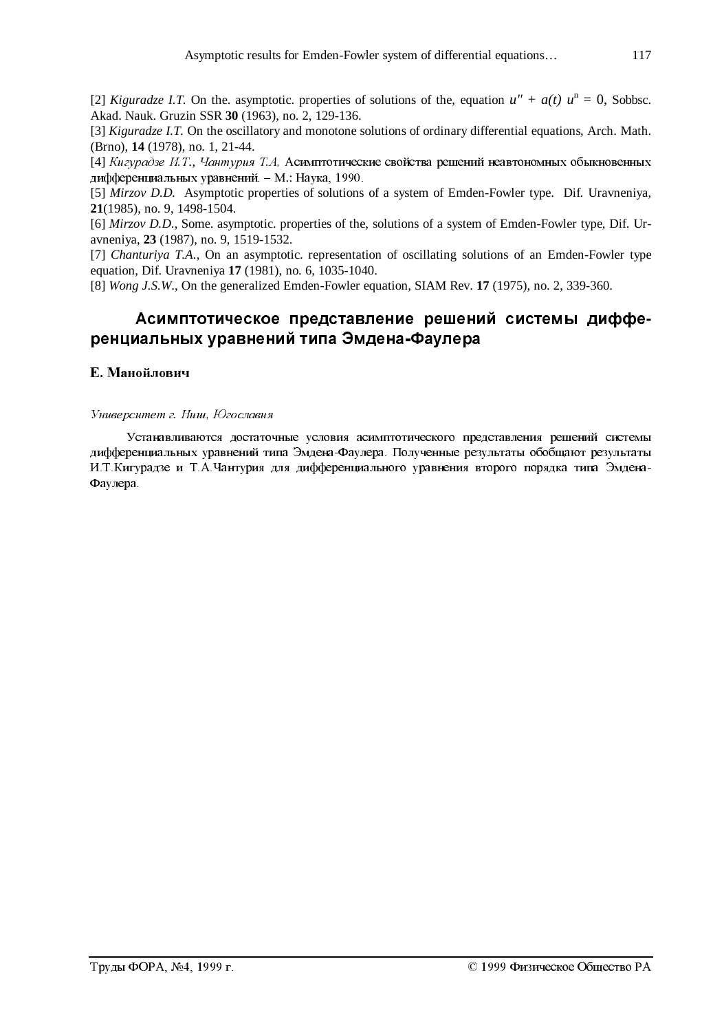[2] *Kiguradze I.T.* On the. asymptotic. properties of solutions of the, equation $u'' + a(t)\ u^n = 0$, Sobbsc. Akad. Nauk. Gruzin SSR **30** (1963), no. 2, 129-136.

[3] *Kiguradze I.T.* On the oscillatory and monotone solutions of ordinary differential equations, Arch. Math. (Brno), **14** (1978), no. 1, 21-44.

[4] *Кигурадзе И.Т., Чантурия Т.А,* Асимптотические свойства решений неавтономных обыкновенных дифференциальных уравнений. – М.: Наука, 1990.

[5] *Mirzov D.D.* Asymptotic properties of solutions of a system of Emden-Fowler type. Dif. Uravneniya, **21**(1985), no. 9, 1498-1504.

[6] *Mirzov D.D.*, Some. asymptotic. properties of the, solutions of a system of Emden-Fowler type, Dif. Uravneniya, **23** (1987), no. 9, 1519-1532.

[7] *Chanturiya T.A.*, On an asymptotic. representation of oscillating solutions of an Emden-Fowler type equation, Dif. Uravneniya **17** (1981), no. 6, 1035-1040.

[8] *Wong J.S.W.*, On the generalized Emden-Fowler equation, SIAM Rev. **17** (1975), no. 2, 339-360.

## Асимптотическое представление решений системы дифференциальных уравнений типа Эмдена-Фаулера

**Е. Манойлович**

*Университет г. Ниш, Югославия*

Устанавливаются достаточные условия асимптотического представления решений системы дифференциальных уравнений типа Эмдена-Фаулера. Полученные результаты обобщают результаты И.Т.Кигурадзе и Т.А.Чантурия для дифференциального уравнения второго порядка типа Эмдена-Фаулера.